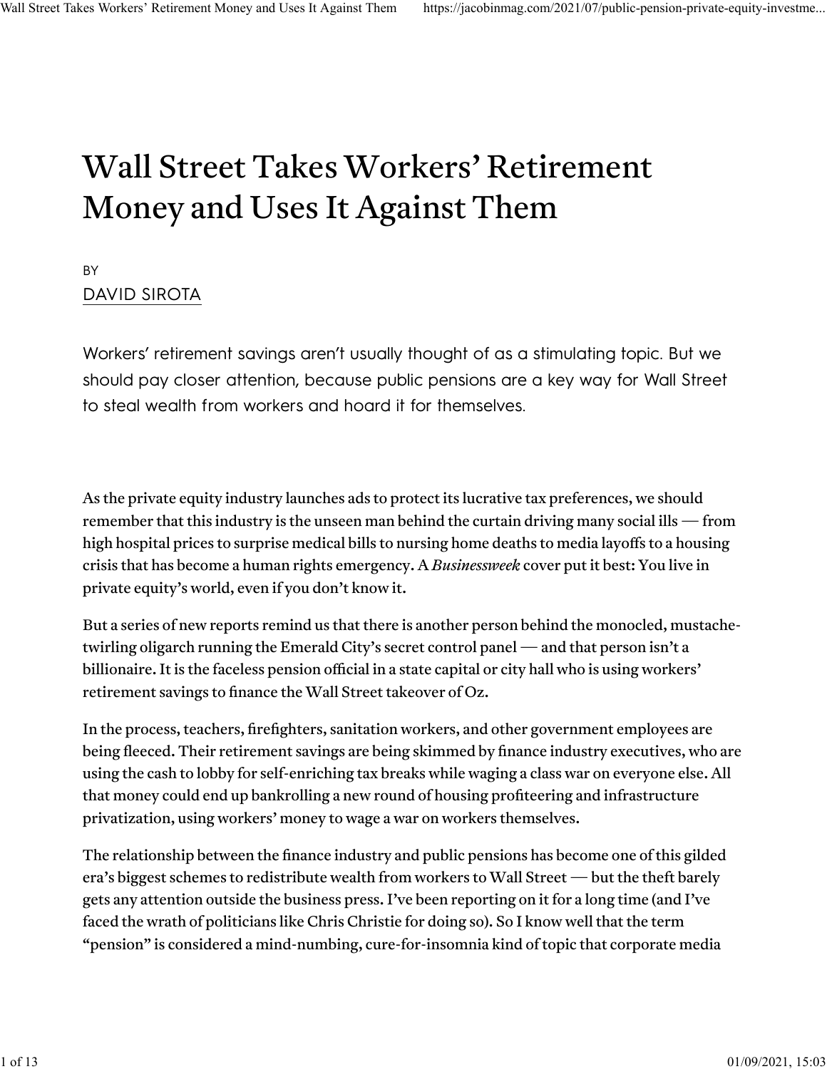# Wall Street Takes Workers' Retirement Money and Uses It Against Them

BY

DAVID SIROTA

Workers' retirement savings aren't usually thought of as a stimulating topic. But we should pay closer attention, because public pensions are a key way for Wall Street to steal wealth from workers and hoard it for themselves.

As the private equity industry launches ads to protect its lucrative tax preferences, we should remember that this industry is the unseen man behind the curtain driving many social ills — from high hospital prices to surprise medical bills to nursing home deaths to media layoffs to a housing crisis that has become a human rights emergency. A *Businessweek* cover put it best: You live in private equity's world, even if you don't know it.

But a series of new reports remind us that there is another person behind the monocled, mustache-twirling oligarch running the Emerald City's secret control panel — and that person isn't a billionaire. It is the faceless pension official in a state capital or city hall who is using workers' retirement savings to finance the Wall Street takeover of Oz.

In the process, teachers, firefighters, sanitation workers, and other government employees are being fleeced. Their retirement savings are being skimmed by finance industry executives, who are using the cash to lobby for self-enriching tax breaks while waging a class war on everyone else. All that money could end up bankrolling a new round of housing profiteering and infrastructure privatization, using workers' money to wage a war on workers themselves.

The relationship between the finance industry and public pensions has become one of this gilded era's biggest schemes to redistribute wealth from workers to Wall Street — but the theft barely gets any attention outside the business press. I've been reporting on it for a long time (and I've faced the wrath of politicians like Chris Christie for doing so). So I know well that the term "pension" is considered a mind-numbing, cure-for-insomnia kind of topic that corporate media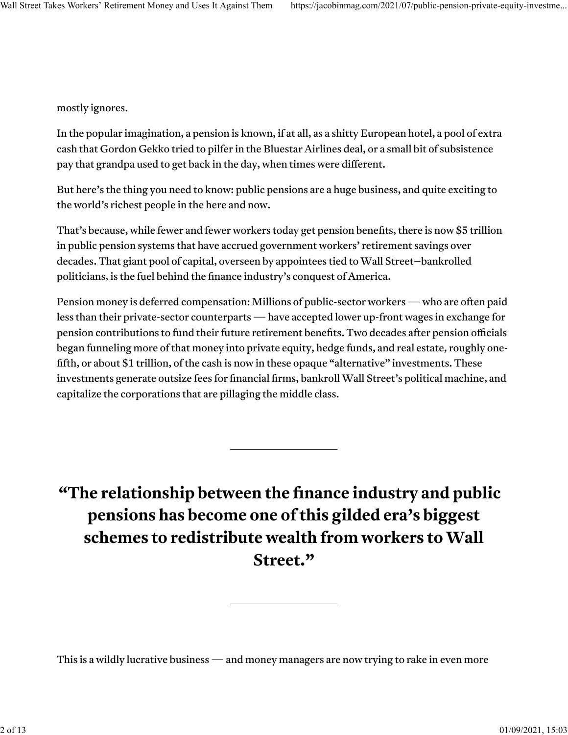mostly ignores.

In the popular imagination, a pension is known, if at all, as a shitty European hotel, a pool of extra cash that Gordon Gekko tried to pilfer in the Bluestar Airlines deal, or a small bit of subsistence pay that grandpa used to get back in the day, when times were different.

But here's the thing you need to know: public pensions are a huge business, and quite exciting to the world's richest people in the here and now.

That's because, while fewer and fewer workers today get pension benefits, there is now $5 trillion in public pension systems that have accrued government workers' retirement savings over decades. That giant pool of capital, overseen by appointees tied to Wall Street–bankrolled politicians, is the fuel behind the finance industry's conquest of America.

Pension money is deferred compensation: Millions of public-sector workers — who are often paid less than their private-sector counterparts — have accepted lower up-front wages in exchange for pension contributions to fund their future retirement benefits. Two decades after pension officials began funneling more of that money into private equity, hedge funds, and real estate, roughly one-fifth, or about $1 trillion, of the cash is now in these opaque "alternative" investments. These investments generate outsize fees for financial firms, bankroll Wall Street's political machine, and capitalize the corporations that are pillaging the middle class.

---

**"The relationship between the finance industry and public pensions has become one of this gilded era's biggest schemes to redistribute wealth from workers to Wall Street."**

---

This is a wildly lucrative business — and money managers are now trying to rake in even more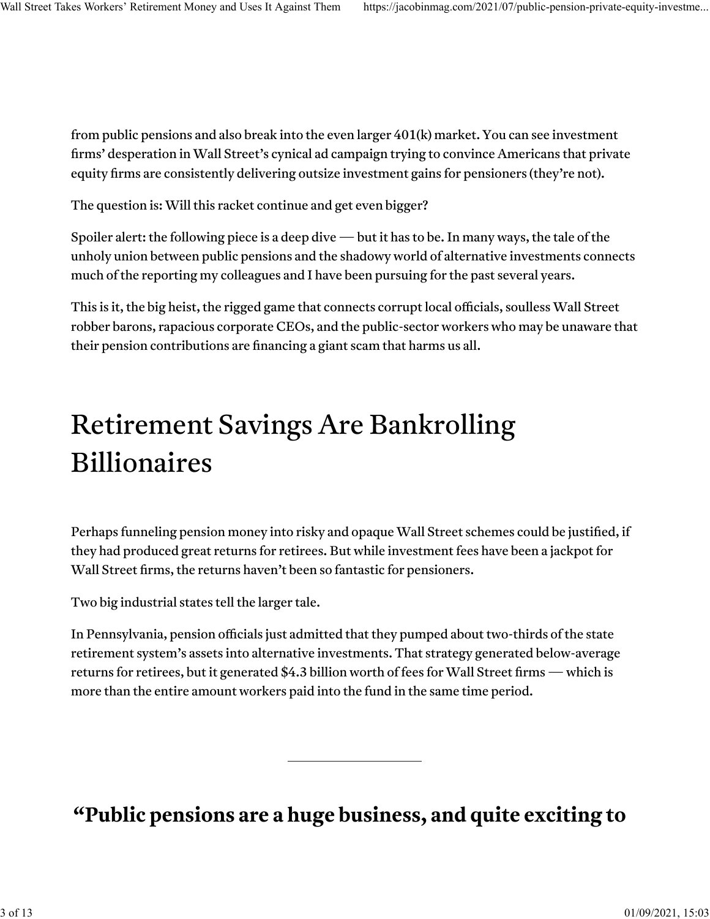from public pensions and also break into the even larger 401(k) market. You can see investment firms' desperation in Wall Street's cynical ad campaign trying to convince Americans that private equity firms are consistently delivering outsize investment gains for pensioners (they're not).

The question is: Will this racket continue and get even bigger?

Spoiler alert: the following piece is a deep dive — but it has to be. In many ways, the tale of the unholy union between public pensions and the shadowy world of alternative investments connects much of the reporting my colleagues and I have been pursuing for the past several years.

This is it, the big heist, the rigged game that connects corrupt local officials, soulless Wall Street robber barons, rapacious corporate CEOs, and the public-sector workers who may be unaware that their pension contributions are financing a giant scam that harms us all.

# Retirement Savings Are Bankrolling Billionaires

Perhaps funneling pension money into risky and opaque Wall Street schemes could be justified, if they had produced great returns for retirees. But while investment fees have been a jackpot for Wall Street firms, the returns haven't been so fantastic for pensioners.

Two big industrial states tell the larger tale.

In Pennsylvania, pension officials just admitted that they pumped about two-thirds of the state retirement system's assets into alternative investments. That strategy generated below-average returns for retirees, but it generated $4.3 billion worth of fees for Wall Street firms — which is more than the entire amount workers paid into the fund in the same time period.

---

**"Public pensions are a huge business, and quite exciting to**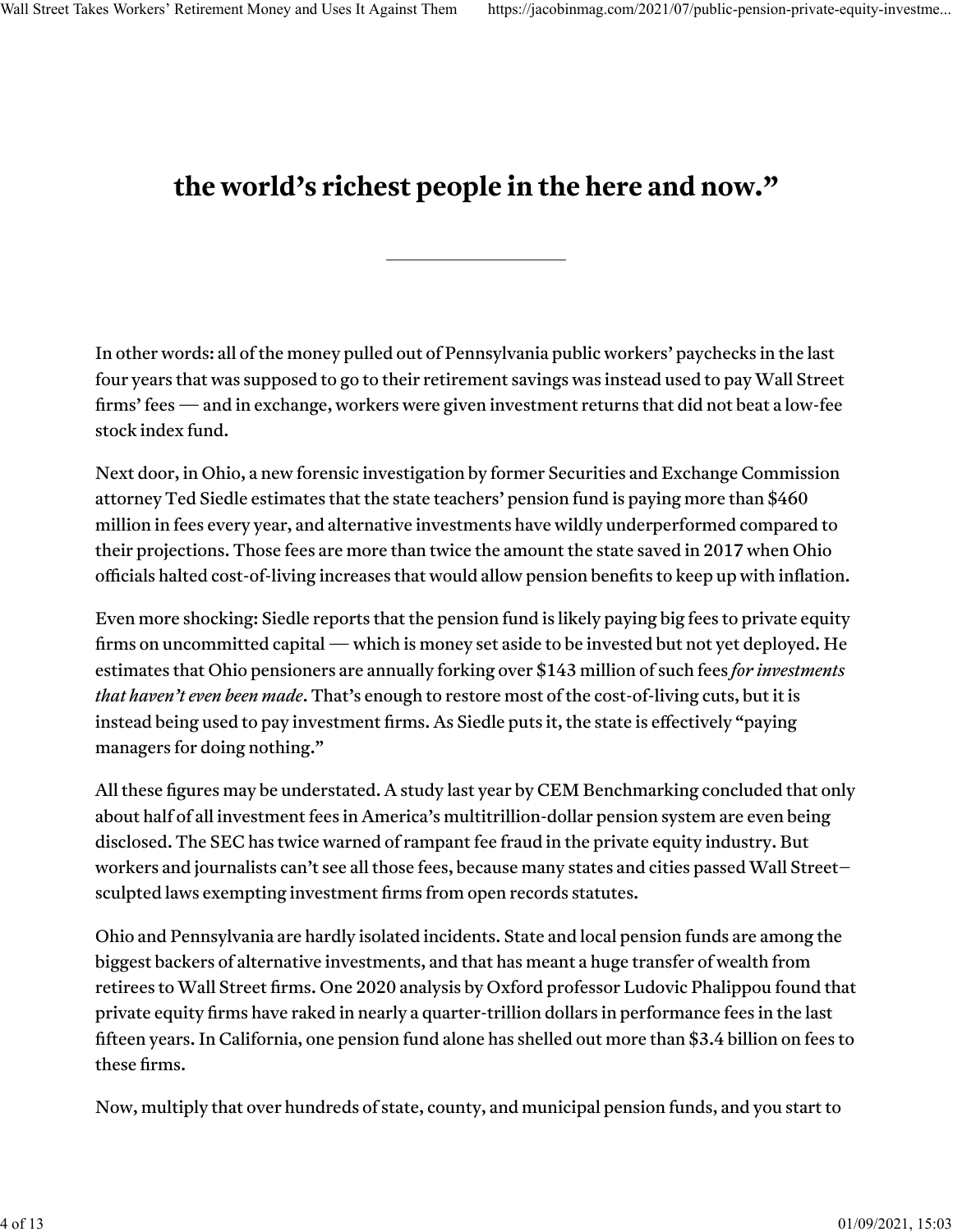**the world's richest people in the here and now."**

---

In other words: all of the money pulled out of Pennsylvania public workers' paychecks in the last four years that was supposed to go to their retirement savings was instead used to pay Wall Street firms' fees — and in exchange, workers were given investment returns that did not beat a low-fee stock index fund.

Next door, in Ohio, a new forensic investigation by former Securities and Exchange Commission attorney Ted Siedle estimates that the state teachers' pension fund is paying more than $460 million in fees every year, and alternative investments have wildly underperformed compared to their projections. Those fees are more than twice the amount the state saved in 2017 when Ohio officials halted cost-of-living increases that would allow pension benefits to keep up with inflation.

Even more shocking: Siedle reports that the pension fund is likely paying big fees to private equity firms on uncommitted capital — which is money set aside to be invested but not yet deployed. He estimates that Ohio pensioners are annually forking over $143 million of such fees *for investments that haven't even been made*. That's enough to restore most of the cost-of-living cuts, but it is instead being used to pay investment firms. As Siedle puts it, the state is effectively "paying managers for doing nothing."

All these figures may be understated. A study last year by CEM Benchmarking concluded that only about half of all investment fees in America's multitrillion-dollar pension system are even being disclosed. The SEC has twice warned of rampant fee fraud in the private equity industry. But workers and journalists can't see all those fees, because many states and cities passed Wall Street–sculpted laws exempting investment firms from open records statutes.

Ohio and Pennsylvania are hardly isolated incidents. State and local pension funds are among the biggest backers of alternative investments, and that has meant a huge transfer of wealth from retirees to Wall Street firms. One 2020 analysis by Oxford professor Ludovic Phalippou found that private equity firms have raked in nearly a quarter-trillion dollars in performance fees in the last fifteen years. In California, one pension fund alone has shelled out more than $3.4 billion on fees to these firms.

Now, multiply that over hundreds of state, county, and municipal pension funds, and you start to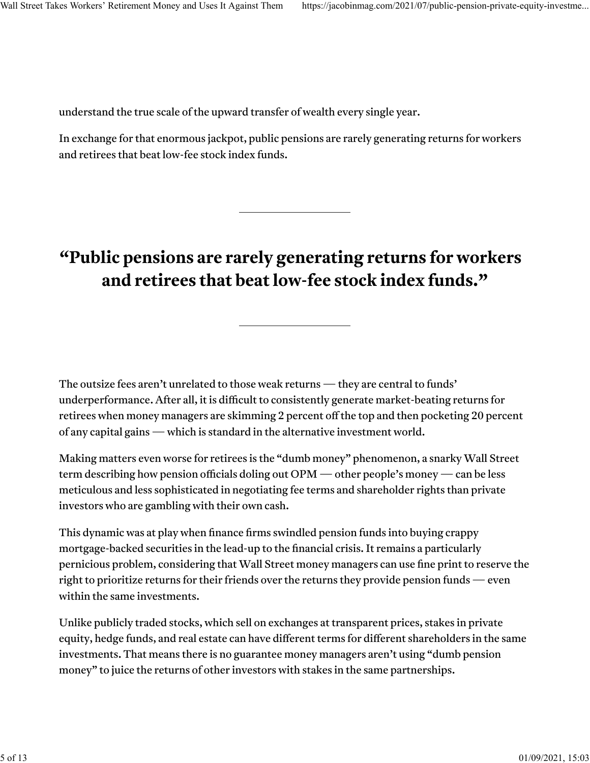understand the true scale of the upward transfer of wealth every single year.

In exchange for that enormous jackpot, public pensions are rarely generating returns for workers and retirees that beat low-fee stock index funds.

---

> **"Public pensions are rarely generating returns for workers and retirees that beat low-fee stock index funds."**

---

The outsize fees aren't unrelated to those weak returns — they are central to funds' underperformance. After all, it is difficult to consistently generate market-beating returns for retirees when money managers are skimming 2 percent off the top and then pocketing 20 percent of any capital gains — which is standard in the alternative investment world.

Making matters even worse for retirees is the "dumb money" phenomenon, a snarky Wall Street term describing how pension officials doling out OPM — other people's money — can be less meticulous and less sophisticated in negotiating fee terms and shareholder rights than private investors who are gambling with their own cash.

This dynamic was at play when finance firms swindled pension funds into buying crappy mortgage-backed securities in the lead-up to the financial crisis. It remains a particularly pernicious problem, considering that Wall Street money managers can use fine print to reserve the right to prioritize returns for their friends over the returns they provide pension funds — even within the same investments.

Unlike publicly traded stocks, which sell on exchanges at transparent prices, stakes in private equity, hedge funds, and real estate can have different terms for different shareholders in the same investments. That means there is no guarantee money managers aren't using "dumb pension money" to juice the returns of other investors with stakes in the same partnerships.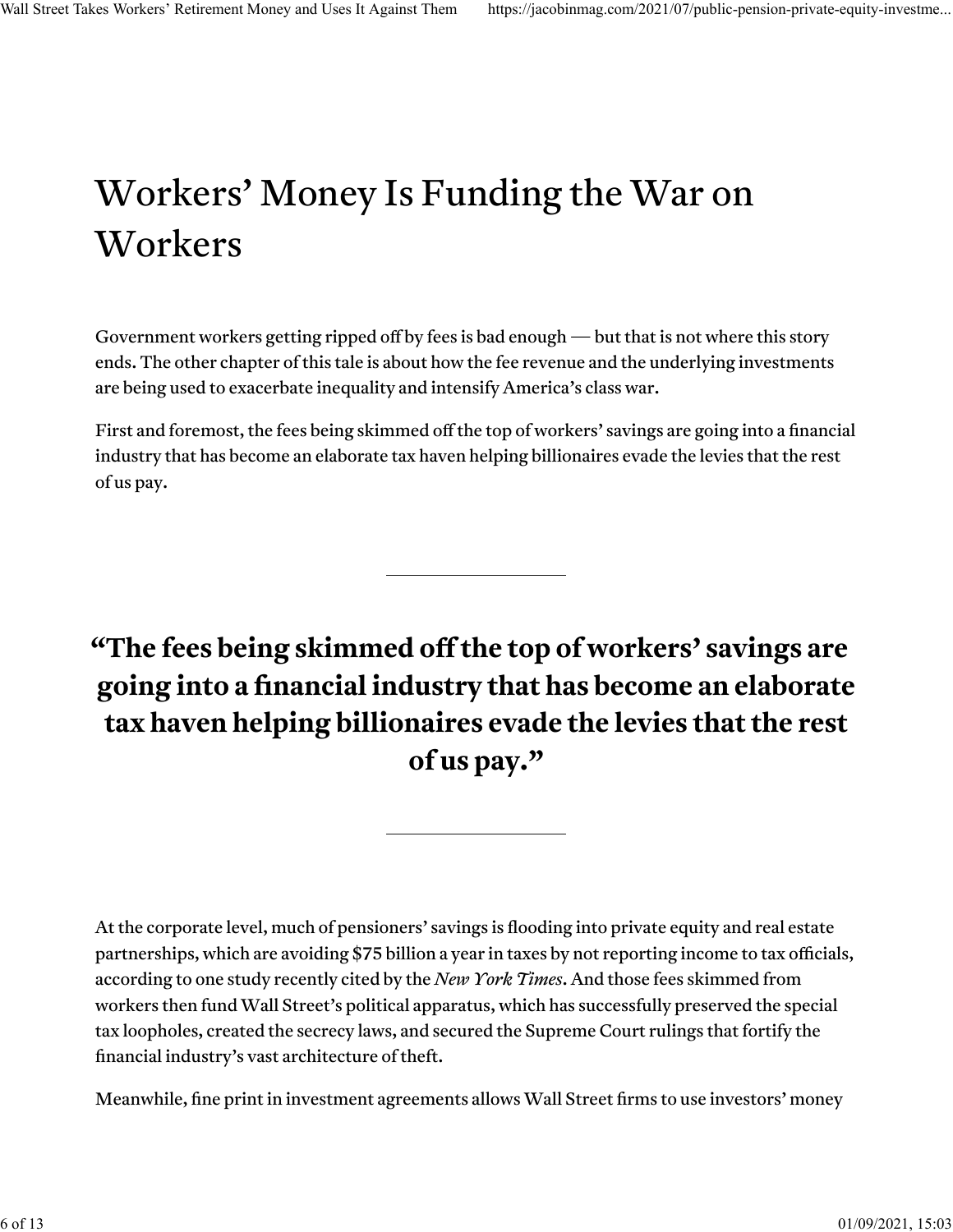## Workers’ Money Is Funding the War on Workers

Government workers getting ripped off by fees is bad enough — but that is not where this story ends. The other chapter of this tale is about how the fee revenue and the underlying investments are being used to exacerbate inequality and intensify America’s class war.

First and foremost, the fees being skimmed off the top of workers’ savings are going into a financial industry that has become an elaborate tax haven helping billionaires evade the levies that the rest of us pay.

---

> **“The fees being skimmed off the top of workers’ savings are going into a financial industry that has become an elaborate tax haven helping billionaires evade the levies that the rest of us pay.”**

---

At the corporate level, much of pensioners’ savings is flooding into private equity and real estate partnerships, which are avoiding $75 billion a year in taxes by not reporting income to tax officials, according to one study recently cited by the *New York Times*. And those fees skimmed from workers then fund Wall Street’s political apparatus, which has successfully preserved the special tax loopholes, created the secrecy laws, and secured the Supreme Court rulings that fortify the financial industry’s vast architecture of theft.

Meanwhile, fine print in investment agreements allows Wall Street firms to use investors’ money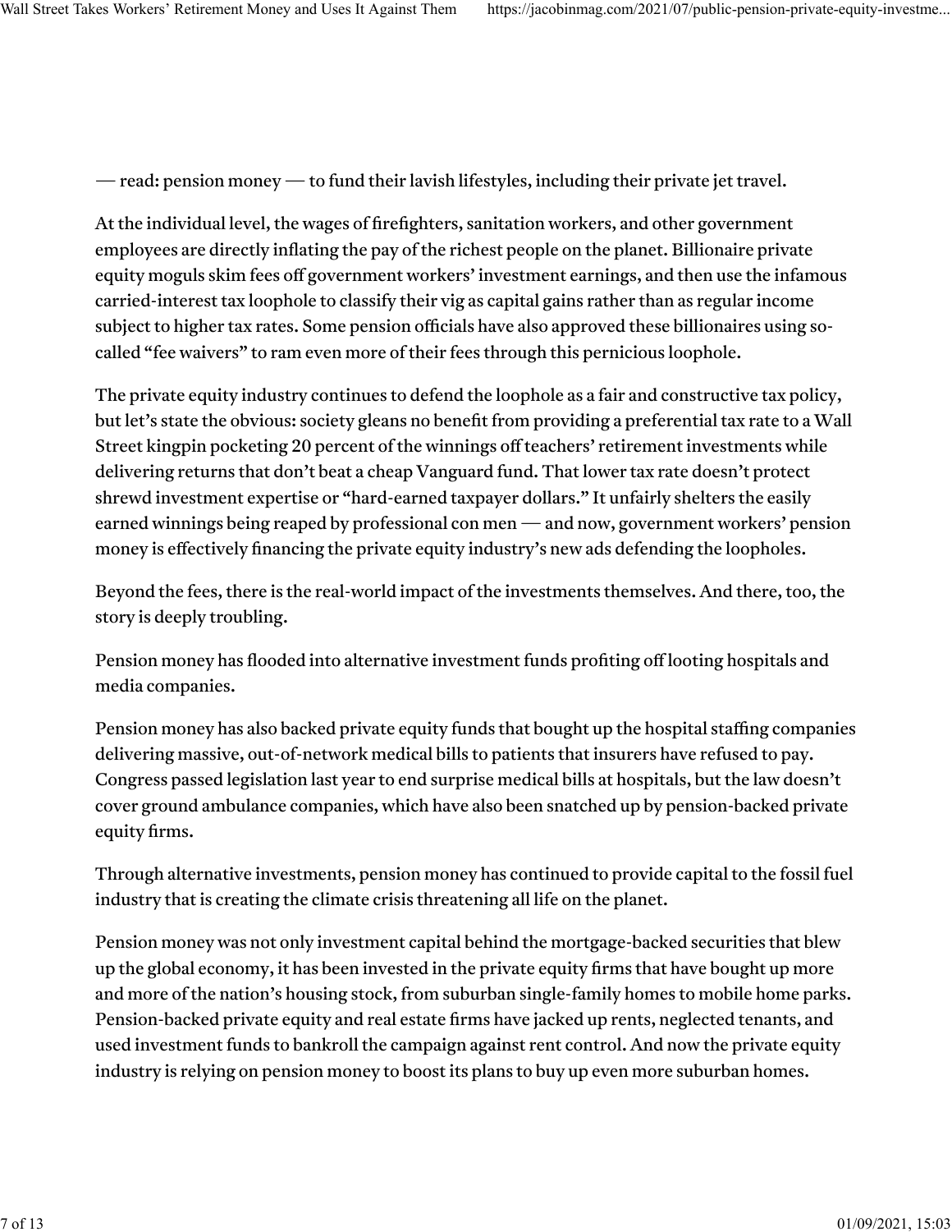— read: pension money — to fund their lavish lifestyles, including their private jet travel.

At the individual level, the wages of firefighters, sanitation workers, and other government employees are directly inflating the pay of the richest people on the planet. Billionaire private equity moguls skim fees off government workers' investment earnings, and then use the infamous carried-interest tax loophole to classify their vig as capital gains rather than as regular income subject to higher tax rates. Some pension officials have also approved these billionaires using so-called "fee waivers" to ram even more of their fees through this pernicious loophole.

The private equity industry continues to defend the loophole as a fair and constructive tax policy, but let's state the obvious: society gleans no benefit from providing a preferential tax rate to a Wall Street kingpin pocketing 20 percent of the winnings off teachers' retirement investments while delivering returns that don't beat a cheap Vanguard fund. That lower tax rate doesn't protect shrewd investment expertise or "hard-earned taxpayer dollars." It unfairly shelters the easily earned winnings being reaped by professional con men — and now, government workers' pension money is effectively financing the private equity industry's new ads defending the loopholes.

Beyond the fees, there is the real-world impact of the investments themselves. And there, too, the story is deeply troubling.

Pension money has flooded into alternative investment funds profiting off looting hospitals and media companies.

Pension money has also backed private equity funds that bought up the hospital staffing companies delivering massive, out-of-network medical bills to patients that insurers have refused to pay. Congress passed legislation last year to end surprise medical bills at hospitals, but the law doesn't cover ground ambulance companies, which have also been snatched up by pension-backed private equity firms.

Through alternative investments, pension money has continued to provide capital to the fossil fuel industry that is creating the climate crisis threatening all life on the planet.

Pension money was not only investment capital behind the mortgage-backed securities that blew up the global economy, it has been invested in the private equity firms that have bought up more and more of the nation's housing stock, from suburban single-family homes to mobile home parks. Pension-backed private equity and real estate firms have jacked up rents, neglected tenants, and used investment funds to bankroll the campaign against rent control. And now the private equity industry is relying on pension money to boost its plans to buy up even more suburban homes.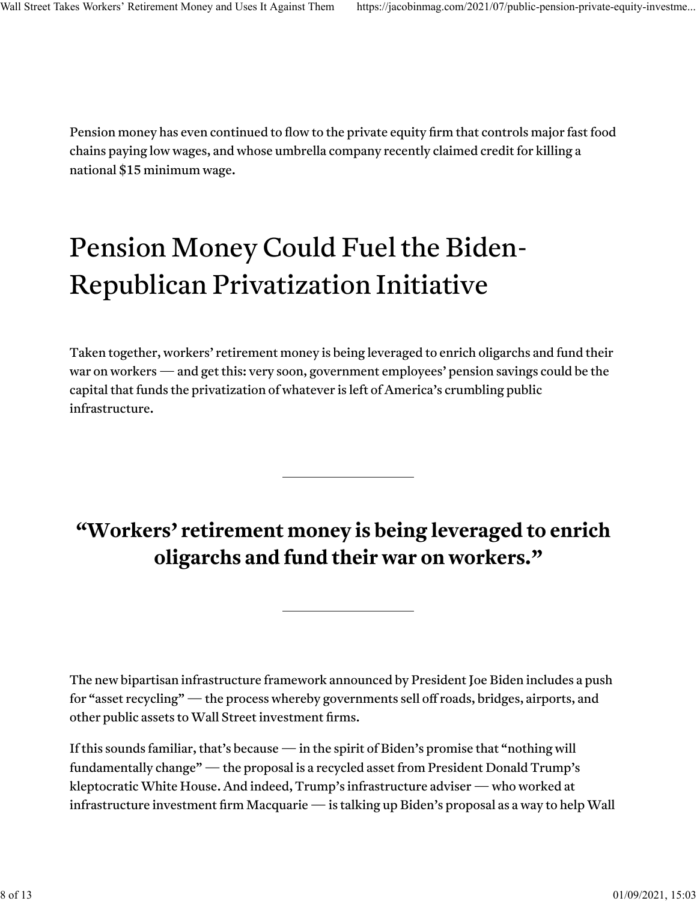Pension money has even continued to flow to the private equity firm that controls major fast food chains paying low wages, and whose umbrella company recently claimed credit for killing a national $15 minimum wage.

## Pension Money Could Fuel the Biden-Republican Privatization Initiative

Taken together, workers' retirement money is being leveraged to enrich oligarchs and fund their war on workers — and get this: very soon, government employees' pension savings could be the capital that funds the privatization of whatever is left of America's crumbling public infrastructure.

---

**"Workers' retirement money is being leveraged to enrich oligarchs and fund their war on workers."**

---

The new bipartisan infrastructure framework announced by President Joe Biden includes a push for "asset recycling" — the process whereby governments sell off roads, bridges, airports, and other public assets to Wall Street investment firms.

If this sounds familiar, that's because — in the spirit of Biden's promise that "nothing will fundamentally change" — the proposal is a recycled asset from President Donald Trump's kleptocratic White House. And indeed, Trump's infrastructure adviser — who worked at infrastructure investment firm Macquarie — is talking up Biden's proposal as a way to help Wall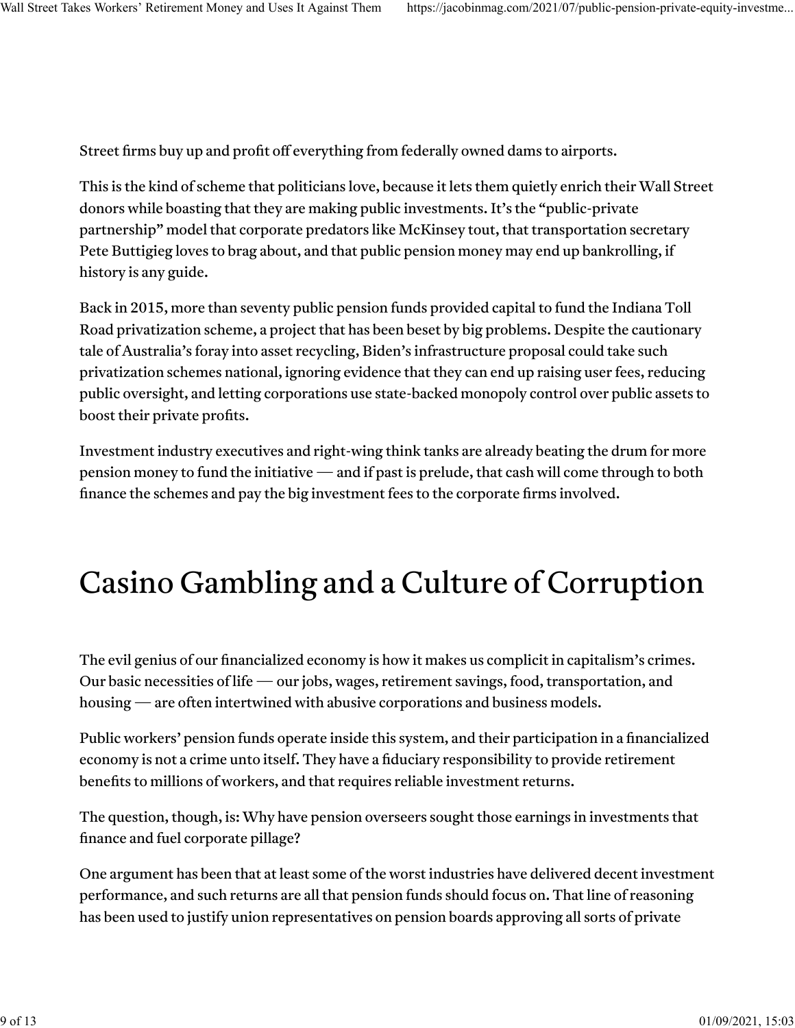Street firms buy up and profit off everything from federally owned dams to airports.

This is the kind of scheme that politicians love, because it lets them quietly enrich their Wall Street donors while boasting that they are making public investments. It's the "public-private partnership" model that corporate predators like McKinsey tout, that transportation secretary Pete Buttigieg loves to brag about, and that public pension money may end up bankrolling, if history is any guide.

Back in 2015, more than seventy public pension funds provided capital to fund the Indiana Toll Road privatization scheme, a project that has been beset by big problems. Despite the cautionary tale of Australia's foray into asset recycling, Biden's infrastructure proposal could take such privatization schemes national, ignoring evidence that they can end up raising user fees, reducing public oversight, and letting corporations use state-backed monopoly control over public assets to boost their private profits.

Investment industry executives and right-wing think tanks are already beating the drum for more pension money to fund the initiative — and if past is prelude, that cash will come through to both finance the schemes and pay the big investment fees to the corporate firms involved.

## Casino Gambling and a Culture of Corruption

The evil genius of our financialized economy is how it makes us complicit in capitalism's crimes. Our basic necessities of life — our jobs, wages, retirement savings, food, transportation, and housing — are often intertwined with abusive corporations and business models.

Public workers' pension funds operate inside this system, and their participation in a financialized economy is not a crime unto itself. They have a fiduciary responsibility to provide retirement benefits to millions of workers, and that requires reliable investment returns.

The question, though, is: Why have pension overseers sought those earnings in investments that finance and fuel corporate pillage?

One argument has been that at least some of the worst industries have delivered decent investment performance, and such returns are all that pension funds should focus on. That line of reasoning has been used to justify union representatives on pension boards approving all sorts of private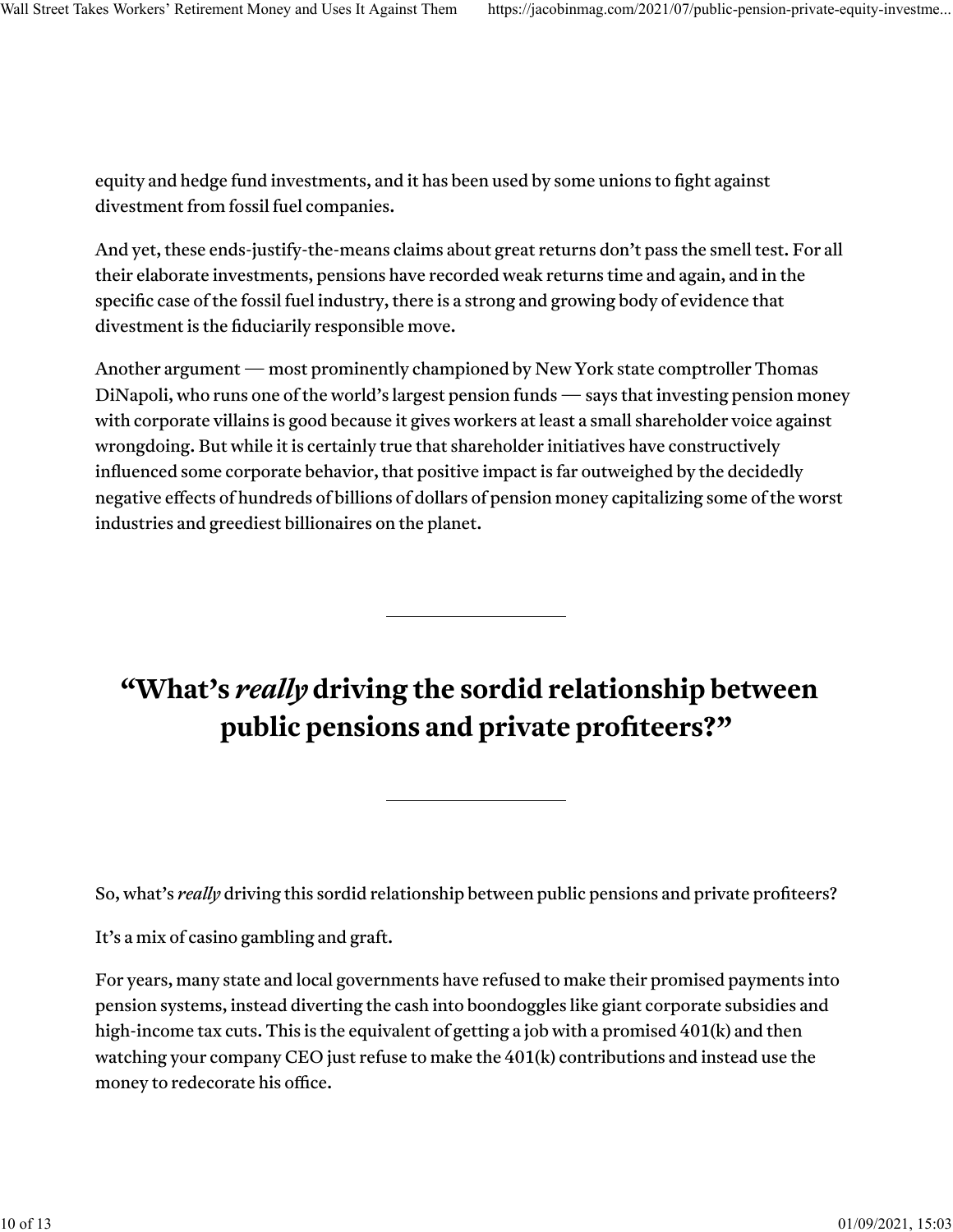equity and hedge fund investments, and it has been used by some unions to fight against divestment from fossil fuel companies.

And yet, these ends-justify-the-means claims about great returns don't pass the smell test. For all their elaborate investments, pensions have recorded weak returns time and again, and in the specific case of the fossil fuel industry, there is a strong and growing body of evidence that divestment is the fiduciarily responsible move.

Another argument — most prominently championed by New York state comptroller Thomas DiNapoli, who runs one of the world's largest pension funds — says that investing pension money with corporate villains is good because it gives workers at least a small shareholder voice against wrongdoing. But while it is certainly true that shareholder initiatives have constructively influenced some corporate behavior, that positive impact is far outweighed by the decidedly negative effects of hundreds of billions of dollars of pension money capitalizing some of the worst industries and greediest billionaires on the planet.

---

**"What's *really* driving the sordid relationship between public pensions and private profiteers?"**

---

So, what's *really* driving this sordid relationship between public pensions and private profiteers?

It's a mix of casino gambling and graft.

For years, many state and local governments have refused to make their promised payments into pension systems, instead diverting the cash into boondoggles like giant corporate subsidies and high-income tax cuts. This is the equivalent of getting a job with a promised 401(k) and then watching your company CEO just refuse to make the 401(k) contributions and instead use the money to redecorate his office.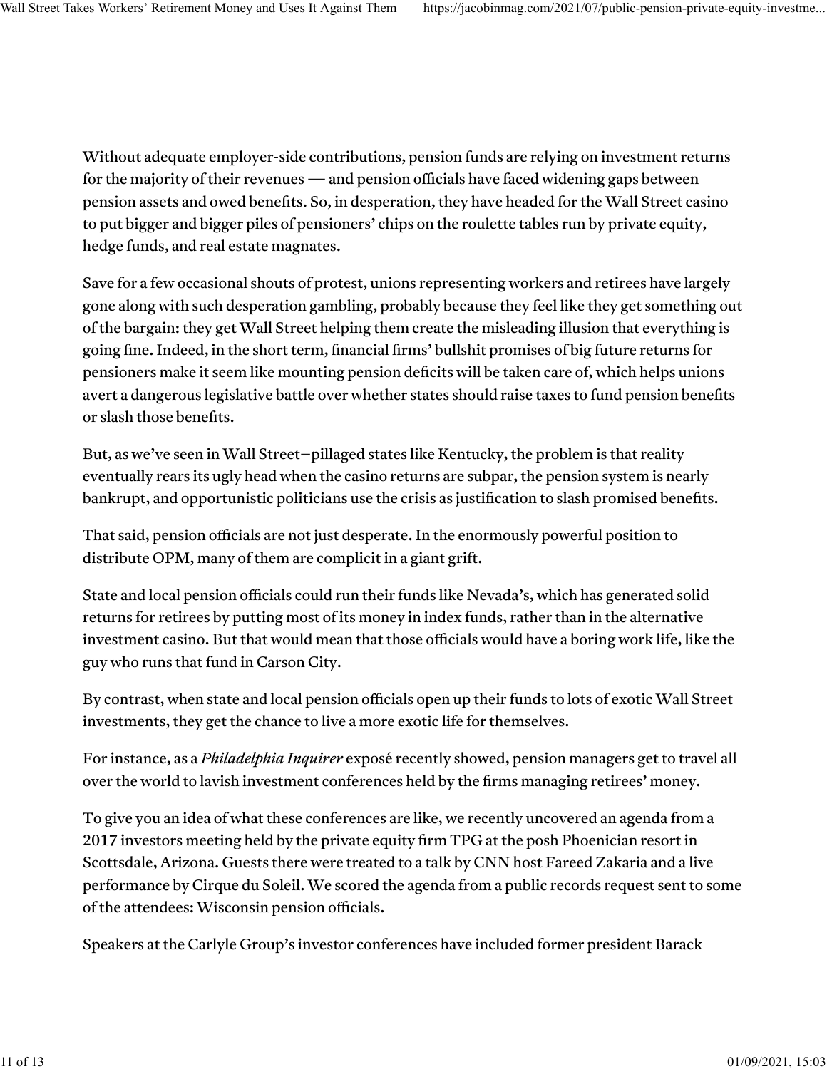Without adequate employer-side contributions, pension funds are relying on investment returns for the majority of their revenues — and pension officials have faced widening gaps between pension assets and owed benefits. So, in desperation, they have headed for the Wall Street casino to put bigger and bigger piles of pensioners' chips on the roulette tables run by private equity, hedge funds, and real estate magnates.

Save for a few occasional shouts of protest, unions representing workers and retirees have largely gone along with such desperation gambling, probably because they feel like they get something out of the bargain: they get Wall Street helping them create the misleading illusion that everything is going fine. Indeed, in the short term, financial firms' bullshit promises of big future returns for pensioners make it seem like mounting pension deficits will be taken care of, which helps unions avert a dangerous legislative battle over whether states should raise taxes to fund pension benefits or slash those benefits.

But, as we've seen in Wall Street–pillaged states like Kentucky, the problem is that reality eventually rears its ugly head when the casino returns are subpar, the pension system is nearly bankrupt, and opportunistic politicians use the crisis as justification to slash promised benefits.

That said, pension officials are not just desperate. In the enormously powerful position to distribute OPM, many of them are complicit in a giant grift.

State and local pension officials could run their funds like Nevada's, which has generated solid returns for retirees by putting most of its money in index funds, rather than in the alternative investment casino. But that would mean that those officials would have a boring work life, like the guy who runs that fund in Carson City.

By contrast, when state and local pension officials open up their funds to lots of exotic Wall Street investments, they get the chance to live a more exotic life for themselves.

For instance, as a *Philadelphia Inquirer* exposé recently showed, pension managers get to travel all over the world to lavish investment conferences held by the firms managing retirees' money.

To give you an idea of what these conferences are like, we recently uncovered an agenda from a 2017 investors meeting held by the private equity firm TPG at the posh Phoenician resort in Scottsdale, Arizona. Guests there were treated to a talk by CNN host Fareed Zakaria and a live performance by Cirque du Soleil. We scored the agenda from a public records request sent to some of the attendees: Wisconsin pension officials.

Speakers at the Carlyle Group's investor conferences have included former president Barack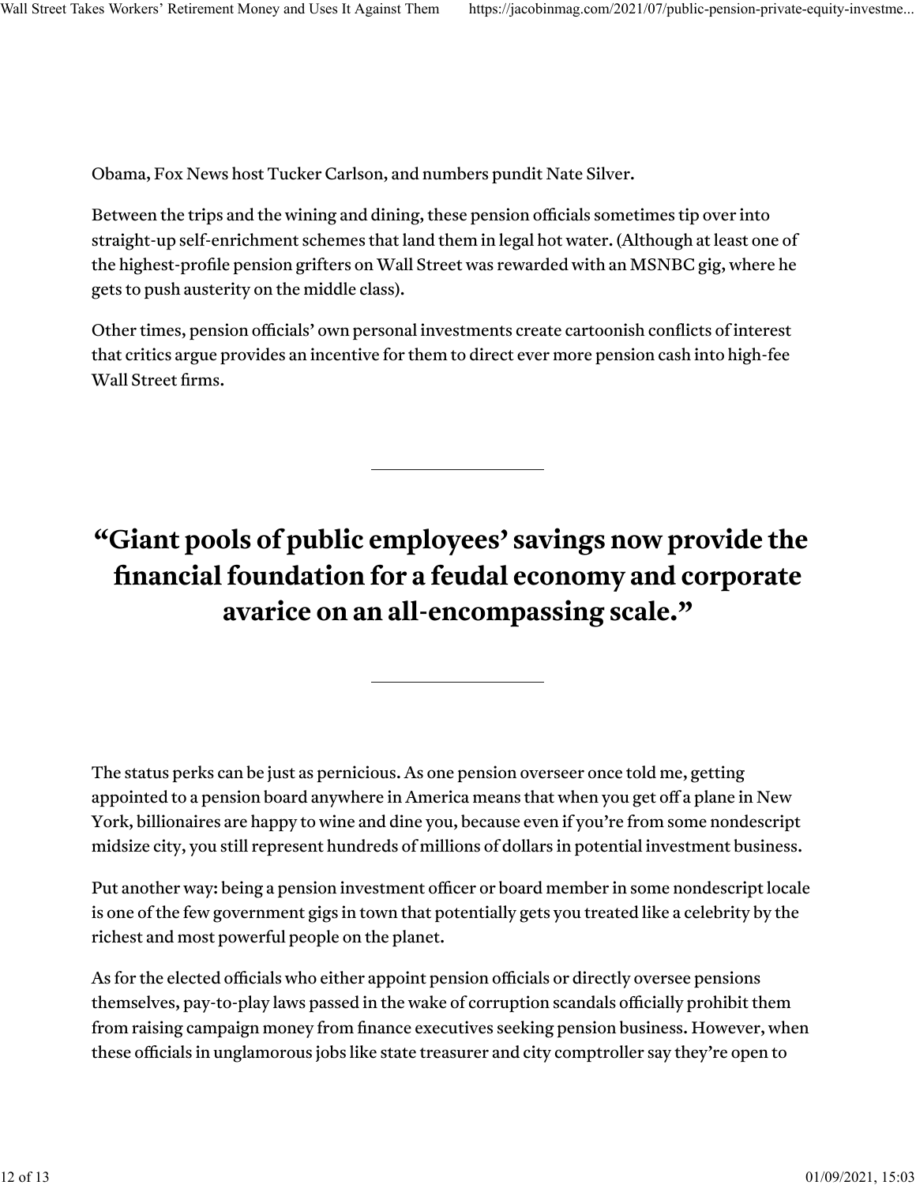Obama, Fox News host Tucker Carlson, and numbers pundit Nate Silver.

Between the trips and the wining and dining, these pension officials sometimes tip over into straight-up self-enrichment schemes that land them in legal hot water. (Although at least one of the highest-profile pension grifters on Wall Street was rewarded with an MSNBC gig, where he gets to push austerity on the middle class).

Other times, pension officials' own personal investments create cartoonish conflicts of interest that critics argue provides an incentive for them to direct ever more pension cash into high-fee Wall Street firms.

---

## "Giant pools of public employees' savings now provide the financial foundation for a feudal economy and corporate avarice on an all-encompassing scale."

---

The status perks can be just as pernicious. As one pension overseer once told me, getting appointed to a pension board anywhere in America means that when you get off a plane in New York, billionaires are happy to wine and dine you, because even if you're from some nondescript midsize city, you still represent hundreds of millions of dollars in potential investment business.

Put another way: being a pension investment officer or board member in some nondescript locale is one of the few government gigs in town that potentially gets you treated like a celebrity by the richest and most powerful people on the planet.

As for the elected officials who either appoint pension officials or directly oversee pensions themselves, pay-to-play laws passed in the wake of corruption scandals officially prohibit them from raising campaign money from finance executives seeking pension business. However, when these officials in unglamorous jobs like state treasurer and city comptroller say they're open to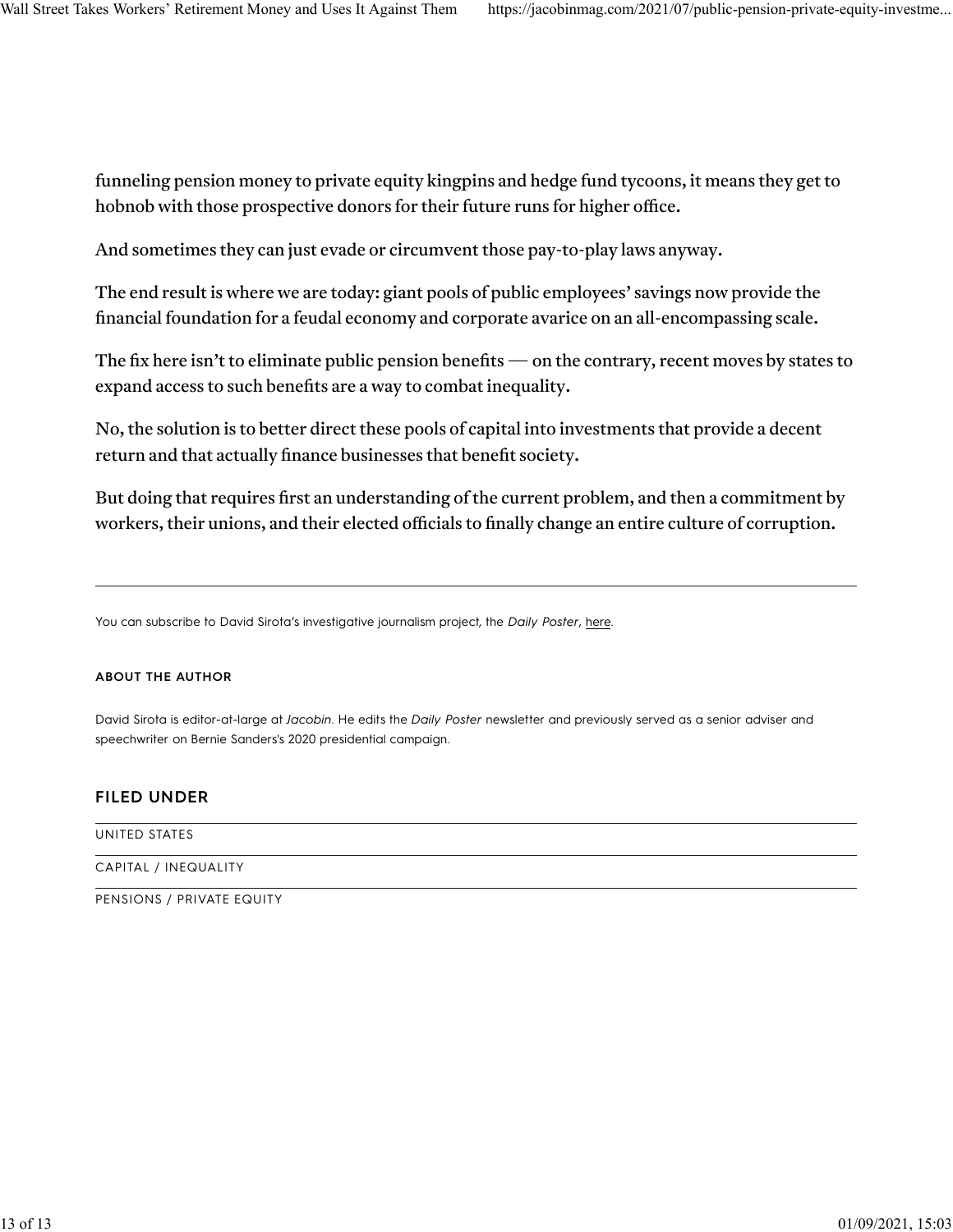funneling pension money to private equity kingpins and hedge fund tycoons, it means they get to hobnob with those prospective donors for their future runs for higher office.

And sometimes they can just evade or circumvent those pay-to-play laws anyway.

The end result is where we are today: giant pools of public employees' savings now provide the financial foundation for a feudal economy and corporate avarice on an all-encompassing scale.

The fix here isn't to eliminate public pension benefits — on the contrary, recent moves by states to expand access to such benefits are a way to combat inequality.

No, the solution is to better direct these pools of capital into investments that provide a decent return and that actually finance businesses that benefit society.

But doing that requires first an understanding of the current problem, and then a commitment by workers, their unions, and their elected officials to finally change an entire culture of corruption.

---

You can subscribe to David Sirota's investigative journalism project, the *Daily Poster*, here.

#### ABOUT THE AUTHOR

David Sirota is editor-at-large at *Jacobin*. He edits the *Daily Poster* newsletter and previously served as a senior adviser and speechwriter on Bernie Sanders's 2020 presidential campaign.

### FILED UNDER

UNITED STATES

CAPITAL / INEQUALITY

PENSIONS / PRIVATE EQUITY